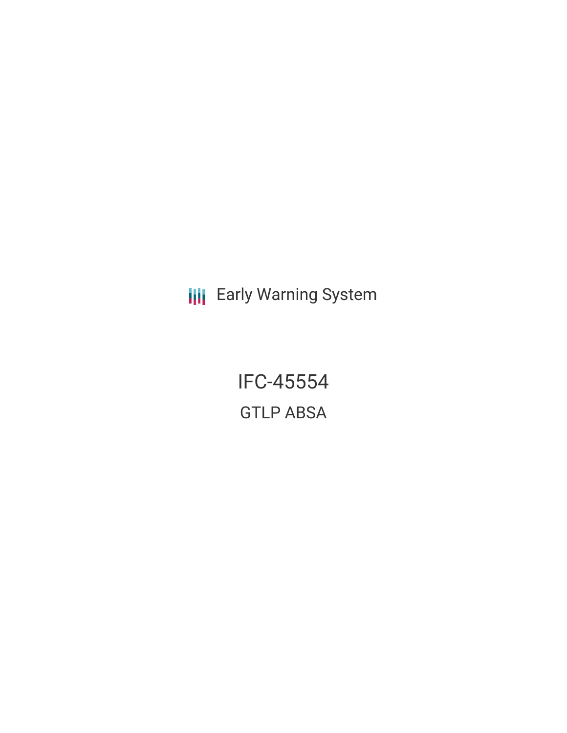Early Warning System

# IFC-45554

## GTLP ABSA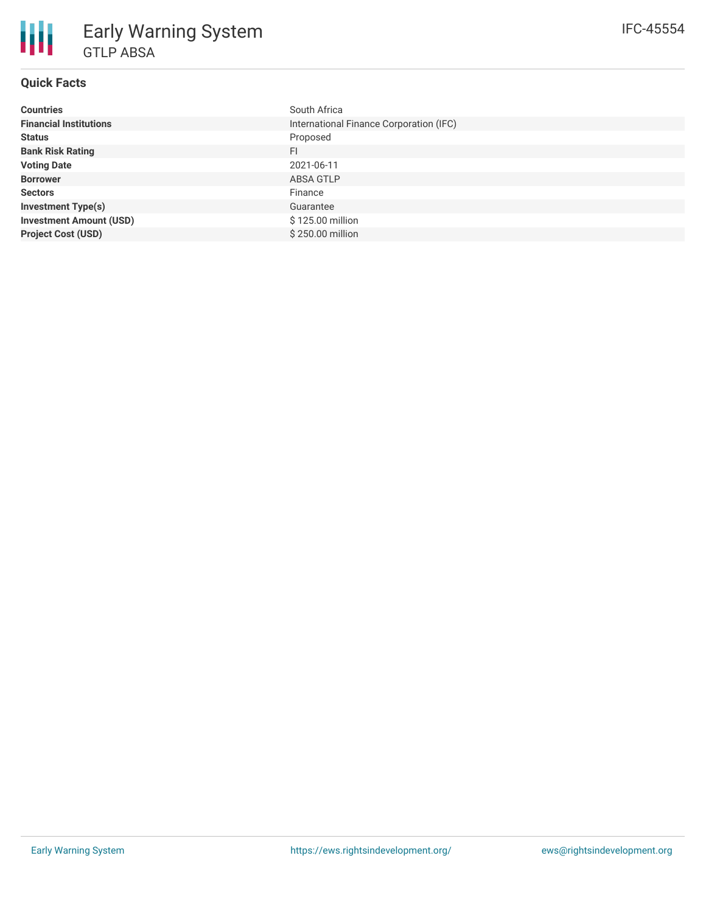# Early Warning System

## GTLP ABSA

IFC-45554

### Quick Facts

| | |
|---|---|
| **Countries** | South Africa |
| **Financial Institutions** | International Finance Corporation (IFC) |
| **Status** | Proposed |
| **Bank Risk Rating** | FI |
| **Voting Date** | 2021-06-11 |
| **Borrower** | ABSA GTLP |
| **Sectors** | Finance |
| **Investment Type(s)** | Guarantee |
| **Investment Amount (USD)** | $ 125.00 million |
| **Project Cost (USD)** | $ 250.00 million |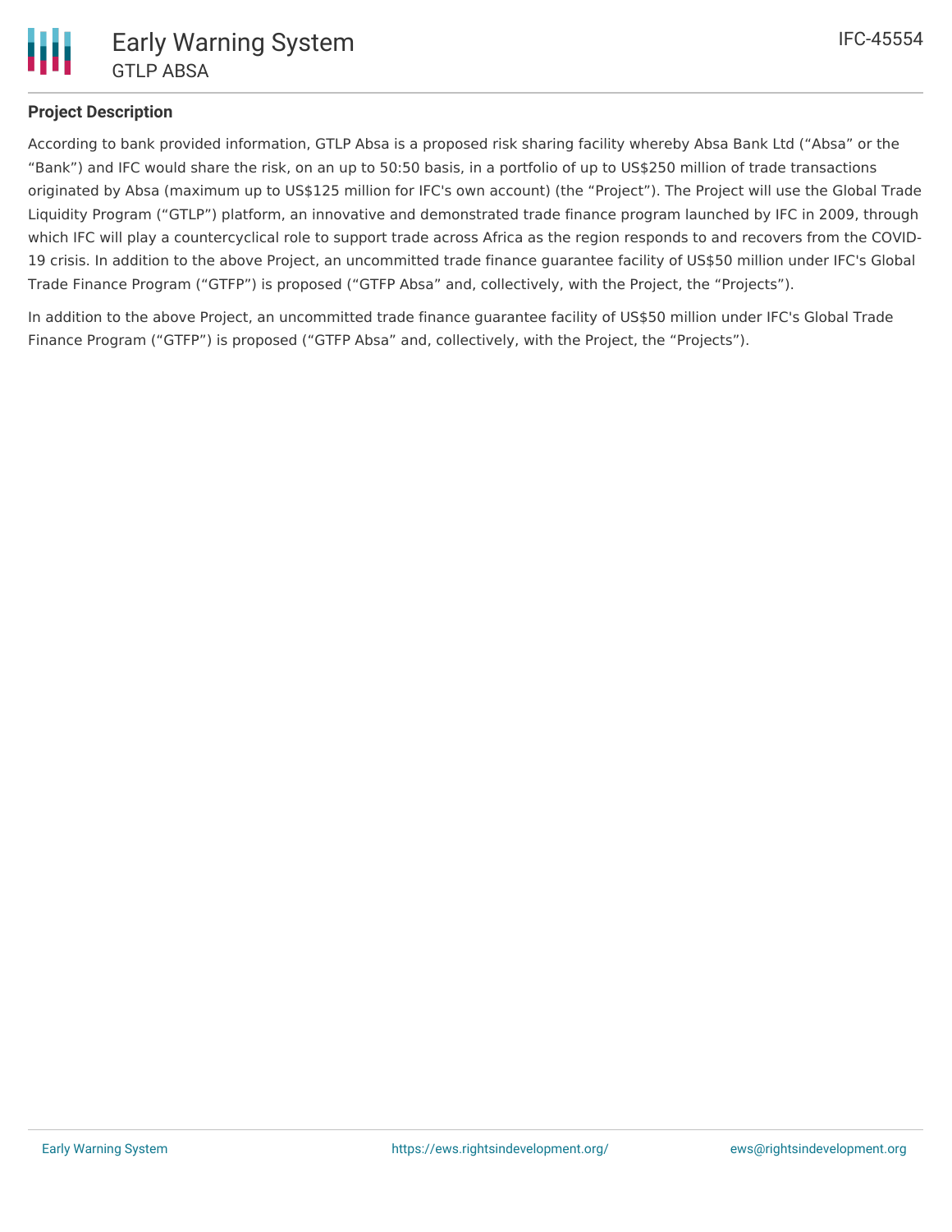## Project Description

According to bank provided information, GTLP Absa is a proposed risk sharing facility whereby Absa Bank Ltd (“Absa” or the “Bank”) and IFC would share the risk, on an up to 50:50 basis, in a portfolio of up to US$250 million of trade transactions originated by Absa (maximum up to US$125 million for IFC's own account) (the “Project”). The Project will use the Global Trade Liquidity Program (“GTLP”) platform, an innovative and demonstrated trade finance program launched by IFC in 2009, through which IFC will play a countercyclical role to support trade across Africa as the region responds to and recovers from the COVID-19 crisis. In addition to the above Project, an uncommitted trade finance guarantee facility of US$50 million under IFC's Global Trade Finance Program (“GTFP”) is proposed (“GTFP Absa” and, collectively, with the Project, the “Projects”).

In addition to the above Project, an uncommitted trade finance guarantee facility of US$50 million under IFC's Global Trade Finance Program (“GTFP”) is proposed (“GTFP Absa” and, collectively, with the Project, the “Projects”).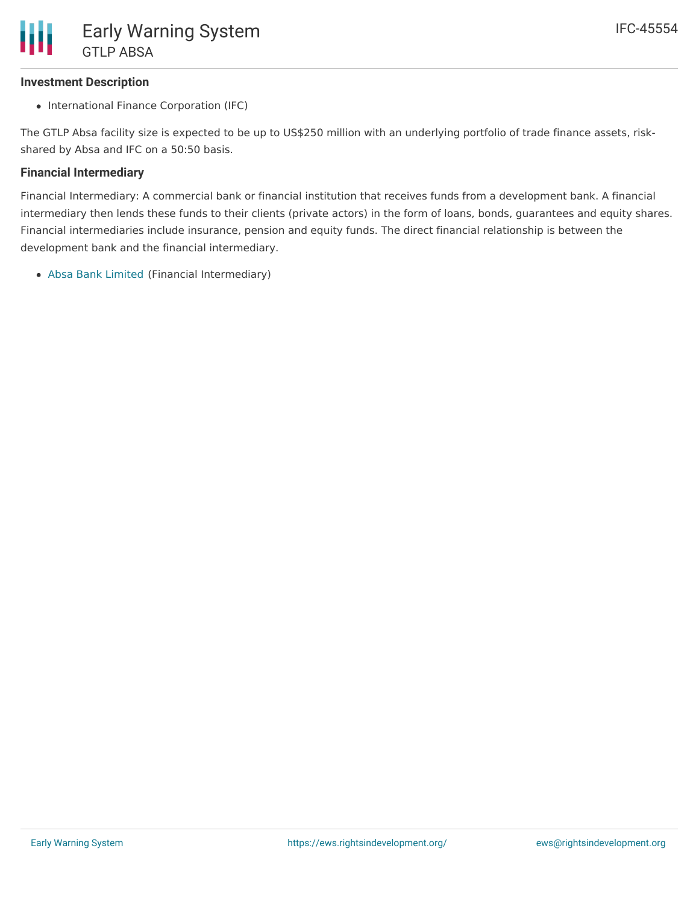### Investment Description

- International Finance Corporation (IFC)

The GTLP Absa facility size is expected to be up to US$250 million with an underlying portfolio of trade finance assets, risk-shared by Absa and IFC on a 50:50 basis.

### Financial Intermediary

Financial Intermediary: A commercial bank or financial institution that receives funds from a development bank. A financial intermediary then lends these funds to their clients (private actors) in the form of loans, bonds, guarantees and equity shares. Financial intermediaries include insurance, pension and equity funds. The direct financial relationship is between the development bank and the financial intermediary.

- Absa Bank Limited (Financial Intermediary)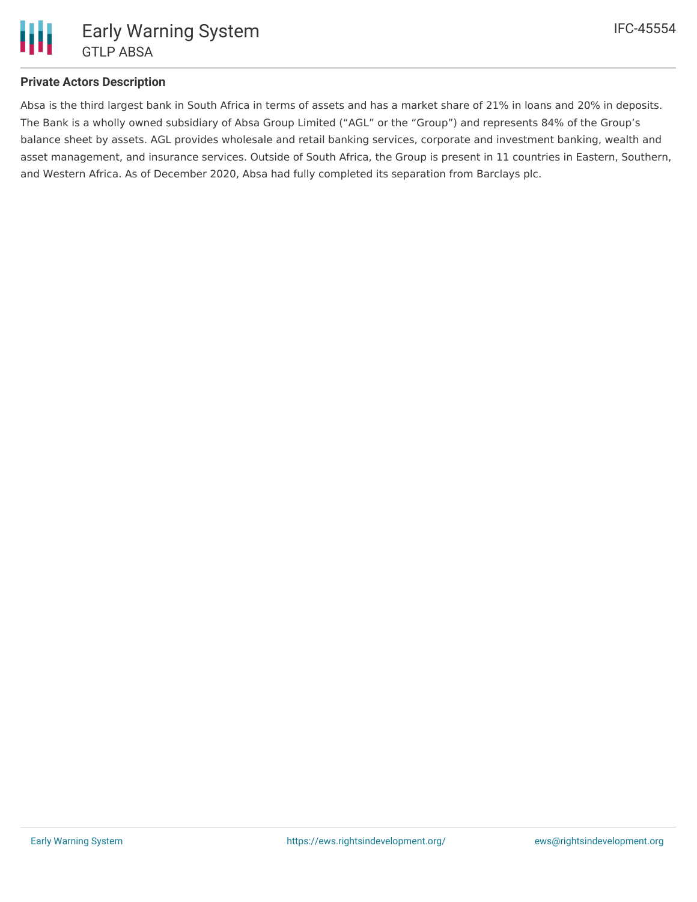## Private Actors Description

Absa is the third largest bank in South Africa in terms of assets and has a market share of 21% in loans and 20% in deposits. The Bank is a wholly owned subsidiary of Absa Group Limited ("AGL" or the "Group") and represents 84% of the Group's balance sheet by assets. AGL provides wholesale and retail banking services, corporate and investment banking, wealth and asset management, and insurance services. Outside of South Africa, the Group is present in 11 countries in Eastern, Southern, and Western Africa. As of December 2020, Absa had fully completed its separation from Barclays plc.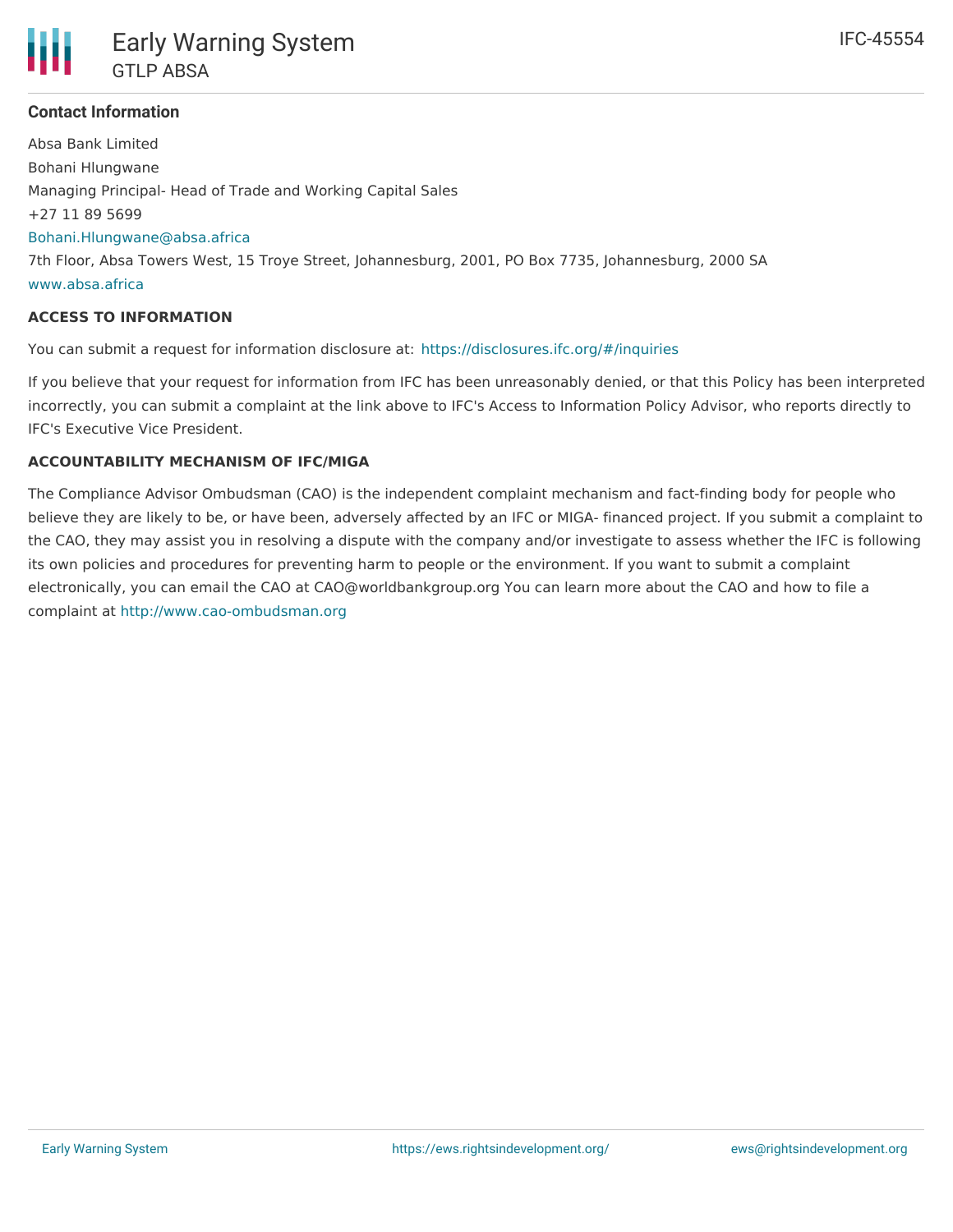#### Contact Information

Absa Bank Limited

Bohani Hlungwane

Managing Principal- Head of Trade and Working Capital Sales

+27 11 89 5699

Bohani.Hlungwane@absa.africa

7th Floor, Absa Towers West, 15 Troye Street, Johannesburg, 2001, PO Box 7735, Johannesburg, 2000 SA

www.absa.africa

#### ACCESS TO INFORMATION

You can submit a request for information disclosure at: https://disclosures.ifc.org/#/inquiries

If you believe that your request for information from IFC has been unreasonably denied, or that this Policy has been interpreted incorrectly, you can submit a complaint at the link above to IFC's Access to Information Policy Advisor, who reports directly to IFC's Executive Vice President.

#### ACCOUNTABILITY MECHANISM OF IFC/MIGA

The Compliance Advisor Ombudsman (CAO) is the independent complaint mechanism and fact-finding body for people who believe they are likely to be, or have been, adversely affected by an IFC or MIGA- financed project. If you submit a complaint to the CAO, they may assist you in resolving a dispute with the company and/or investigate to assess whether the IFC is following its own policies and procedures for preventing harm to people or the environment. If you want to submit a complaint electronically, you can email the CAO at CAO@worldbankgroup.org You can learn more about the CAO and how to file a complaint at http://www.cao-ombudsman.org